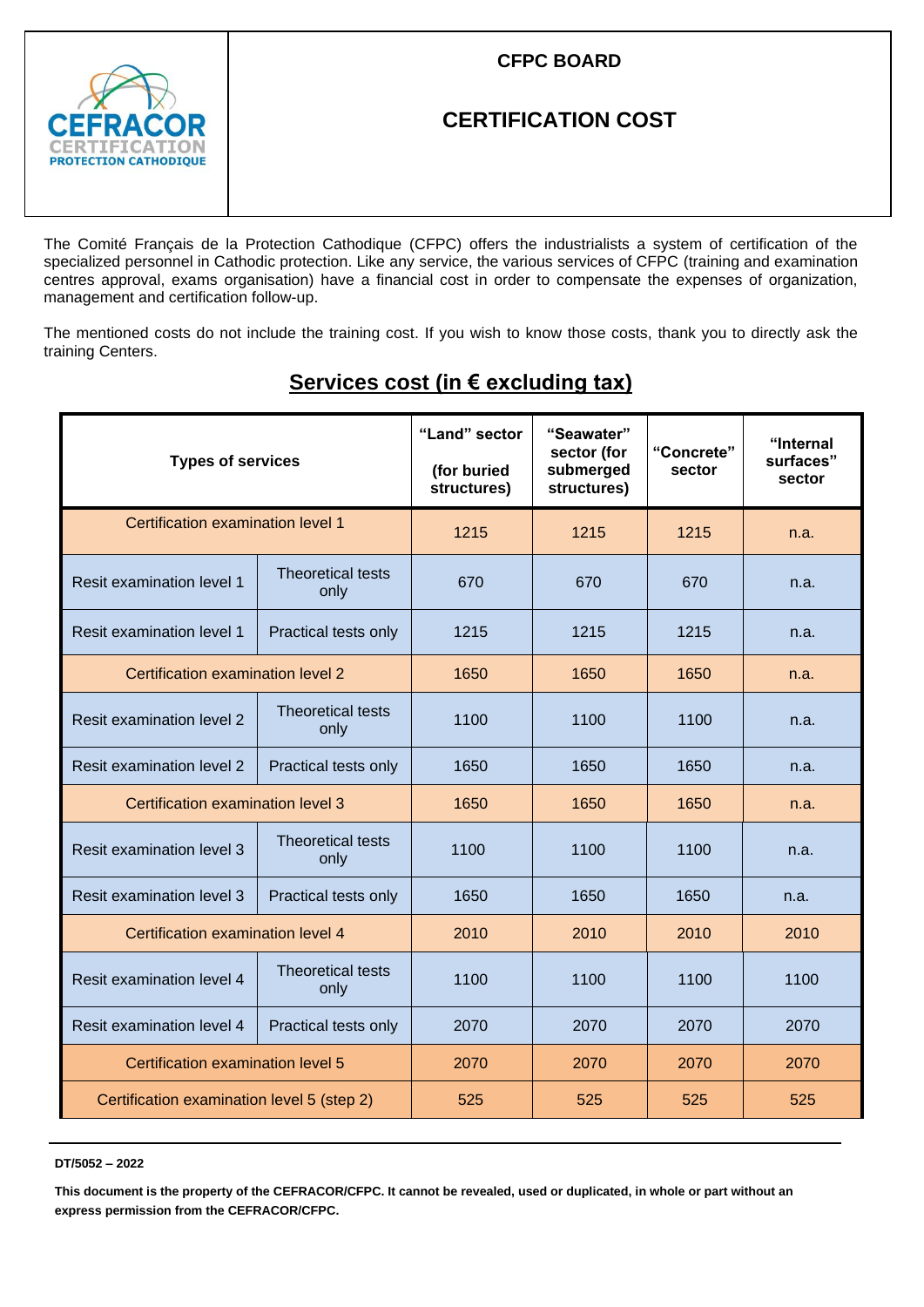CEFRACOR CERTIFICATION PROTECTION CATHODIQUE

**CFPC BOARD**

# CERTIFICATION COST

The Comité Français de la Protection Cathodique (CFPC) offers the industrialists a system of certification of the specialized personnel in Cathodic protection. Like any service, the various services of CFPC (training and examination centres approval, exams organisation) have a financial cost in order to compensate the expenses of organization, management and certification follow-up.

The mentioned costs do not include the training cost. If you wish to know those costs, thank you to directly ask the training Centers.

## Services cost (in € excluding tax)

| Types of services | | "Land" sector (for buried structures) | "Seawater" sector (for submerged structures) | "Concrete" sector | "Internal surfaces" sector |
|---|---|---|---|---|---|
| Certification examination level 1 | | 1215 | 1215 | 1215 | n.a. |
| Resit examination level 1 | Theoretical tests only | 670 | 670 | 670 | n.a. |
| Resit examination level 1 | Practical tests only | 1215 | 1215 | 1215 | n.a. |
| Certification examination level 2 | | 1650 | 1650 | 1650 | n.a. |
| Resit examination level 2 | Theoretical tests only | 1100 | 1100 | 1100 | n.a. |
| Resit examination level 2 | Practical tests only | 1650 | 1650 | 1650 | n.a. |
| Certification examination level 3 | | 1650 | 1650 | 1650 | n.a. |
| Resit examination level 3 | Theoretical tests only | 1100 | 1100 | 1100 | n.a. |
| Resit examination level 3 | Practical tests only | 1650 | 1650 | 1650 | n.a. |
| Certification examination level 4 | | 2010 | 2010 | 2010 | 2010 |
| Resit examination level 4 | Theoretical tests only | 1100 | 1100 | 1100 | 1100 |
| Resit examination level 4 | Practical tests only | 2070 | 2070 | 2070 | 2070 |
| Certification examination level 5 | | 2070 | 2070 | 2070 | 2070 |
| Certification examination level 5 (step 2) | | 525 | 525 | 525 | 525 |

**DT/5052 – 2022**

**This document is the property of the CEFRACOR/CFPC. It cannot be revealed, used or duplicated, in whole or part without an express permission from the CEFRACOR/CFPC.**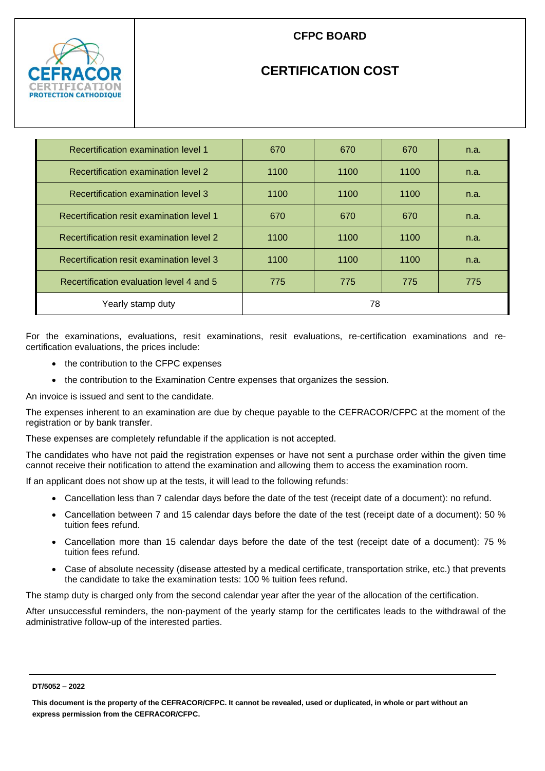| | | | | |
|---|---|---|---|---|
| Recertification examination level 1 | 670 | 670 | 670 | n.a. |
| Recertification examination level 2 | 1100 | 1100 | 1100 | n.a. |
| Recertification examination level 3 | 1100 | 1100 | 1100 | n.a. |
| Recertification resit examination level 1 | 670 | 670 | 670 | n.a. |
| Recertification resit examination level 2 | 1100 | 1100 | 1100 | n.a. |
| Recertification resit examination level 3 | 1100 | 1100 | 1100 | n.a. |
| Recertification evaluation level 4 and 5 | 775 | 775 | 775 | 775 |
| Yearly stamp duty | 78 | | | |

For the examinations, evaluations, resit examinations, resit evaluations, re-certification examinations and re-certification evaluations, the prices include:

- the contribution to the CFPC expenses
- the contribution to the Examination Centre expenses that organizes the session.

An invoice is issued and sent to the candidate.

The expenses inherent to an examination are due by cheque payable to the CEFRACOR/CFPC at the moment of the registration or by bank transfer.

These expenses are completely refundable if the application is not accepted.

The candidates who have not paid the registration expenses or have not sent a purchase order within the given time cannot receive their notification to attend the examination and allowing them to access the examination room.

If an applicant does not show up at the tests, it will lead to the following refunds:

- Cancellation less than 7 calendar days before the date of the test (receipt date of a document): no refund.
- Cancellation between 7 and 15 calendar days before the date of the test (receipt date of a document): 50 % tuition fees refund.
- Cancellation more than 15 calendar days before the date of the test (receipt date of a document): 75 % tuition fees refund.
- Case of absolute necessity (disease attested by a medical certificate, transportation strike, etc.) that prevents the candidate to take the examination tests: 100 % tuition fees refund.

The stamp duty is charged only from the second calendar year after the year of the allocation of the certification.

After unsuccessful reminders, the non-payment of the yearly stamp for the certificates leads to the withdrawal of the administrative follow-up of the interested parties.